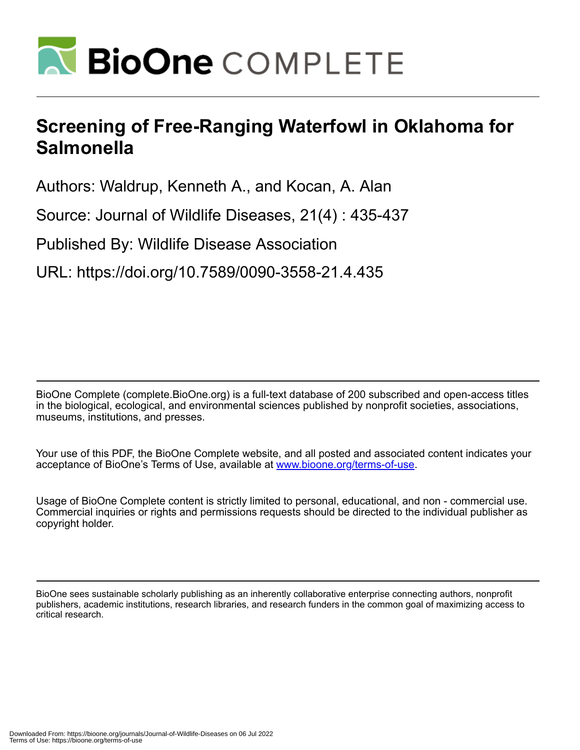# Screening of Free-Ranging Waterfowl in Oklahoma for Salmonella

Authors: Waldrup, Kenneth A., and Kocan, A. Alan

Source: Journal of Wildlife Diseases, 21(4) : 435-437

Published By: Wildlife Disease Association

URL: https://doi.org/10.7589/0090-3558-21.4.435

BioOne Complete (complete.BioOne.org) is a full-text database of 200 subscribed and open-access titles in the biological, ecological, and environmental sciences published by nonprofit societies, associations, museums, institutions, and presses.

Your use of this PDF, the BioOne Complete website, and all posted and associated content indicates your acceptance of BioOne's Terms of Use, available at www.bioone.org/terms-of-use.

Usage of BioOne Complete content is strictly limited to personal, educational, and non - commercial use. Commercial inquiries or rights and permissions requests should be directed to the individual publisher as copyright holder.

BioOne sees sustainable scholarly publishing as an inherently collaborative enterprise connecting authors, nonprofit publishers, academic institutions, research libraries, and research funders in the common goal of maximizing access to critical research.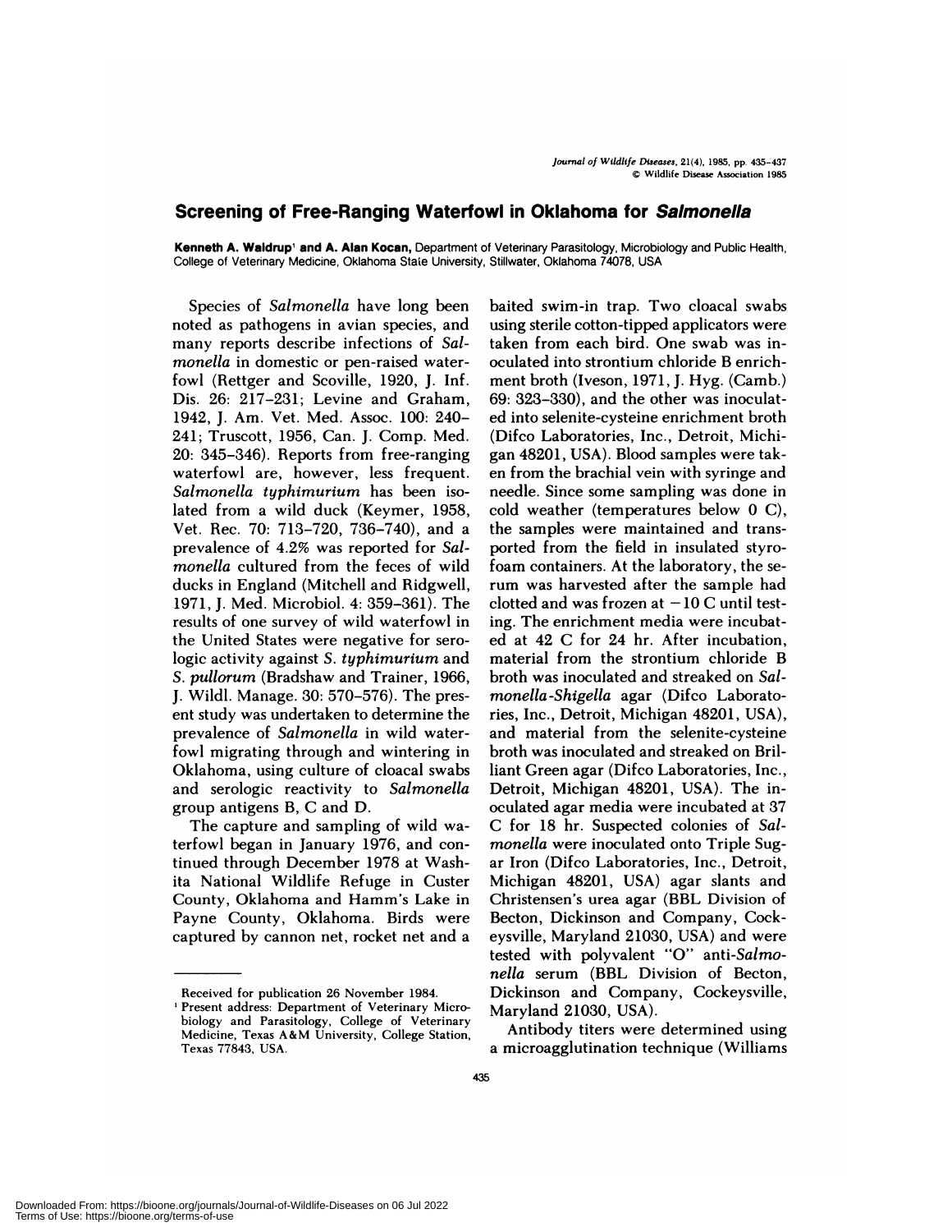## Screening of Free-Ranging Waterfowl in Oklahoma for *Salmonella*

**Kenneth A. Waldrup**[1] **and A. Alan Kocan,** Department of Veterinary Parasitology, Microbiology and Public Health, College of Veterinary Medicine, Oklahoma State University, Stillwater, Oklahoma 74078, USA

Species of *Salmonella* have long been noted as pathogens in avian species, and many reports describe infections of *Salmonella* in domestic or pen-raised waterfowl (Rettger and Scoville, 1920, J. Inf. Dis. 26: 217–231; Levine and Graham, 1942, J. Am. Vet. Med. Assoc. 100: 240–241; Truscott, 1956, Can. J. Comp. Med. 20: 345–346). Reports from free-ranging waterfowl are, however, less frequent. *Salmonella typhimurium* has been isolated from a wild duck (Keymer, 1958, Vet. Rec. 70: 713–720, 736–740), and a prevalence of 4.2% was reported for *Salmonella* cultured from the feces of wild ducks in England (Mitchell and Ridgwell, 1971, J. Med. Microbiol. 4: 359–361). The results of one survey of wild waterfowl in the United States were negative for serologic activity against *S. typhimurium* and *S. pullorum* (Bradshaw and Trainer, 1966, J. Wildl. Manage. 30: 570–576). The present study was undertaken to determine the prevalence of *Salmonella* in wild waterfowl migrating through and wintering in Oklahoma, using culture of cloacal swabs and serologic reactivity to *Salmonella* group antigens B, C and D.

The capture and sampling of wild waterfowl began in January 1976, and continued through December 1978 at Washita National Wildlife Refuge in Custer County, Oklahoma and Hamm's Lake in Payne County, Oklahoma. Birds were captured by cannon net, rocket net and a baited swim-in trap. Two cloacal swabs using sterile cotton-tipped applicators were taken from each bird. One swab was inoculated into strontium chloride B enrichment broth (Iveson, 1971, J. Hyg. (Camb.) 69: 323–330), and the other was inoculated into selenite-cysteine enrichment broth (Difco Laboratories, Inc., Detroit, Michigan 48201, USA). Blood samples were taken from the brachial vein with syringe and needle. Since some sampling was done in cold weather (temperatures below 0 C), the samples were maintained and transported from the field in insulated styrofoam containers. At the laboratory, the serum was harvested after the sample had clotted and was frozen at −10 C until testing. The enrichment media were incubated at 42 C for 24 hr. After incubation, material from the strontium chloride B broth was inoculated and streaked on *Salmonella-Shigella* agar (Difco Laboratories, Inc., Detroit, Michigan 48201, USA), and material from the selenite-cysteine broth was inoculated and streaked on Brilliant Green agar (Difco Laboratories, Inc., Detroit, Michigan 48201, USA). The inoculated agar media were incubated at 37 C for 18 hr. Suspected colonies of *Salmonella* were inoculated onto Triple Sugar Iron (Difco Laboratories, Inc., Detroit, Michigan 48201, USA) agar slants and Christensen's urea agar (BBL Division of Becton, Dickinson and Company, Cockeysville, Maryland 21030, USA) and were tested with polyvalent "O" anti-*Salmonella* serum (BBL Division of Becton, Dickinson and Company, Cockeysville, Maryland 21030, USA).

Antibody titers were determined using a microagglutination technique (Williams

Received for publication 26 November 1984.

[1] Present address: Department of Veterinary Microbiology and Parasitology, College of Veterinary Medicine, Texas A&M University, College Station, Texas 77843, USA.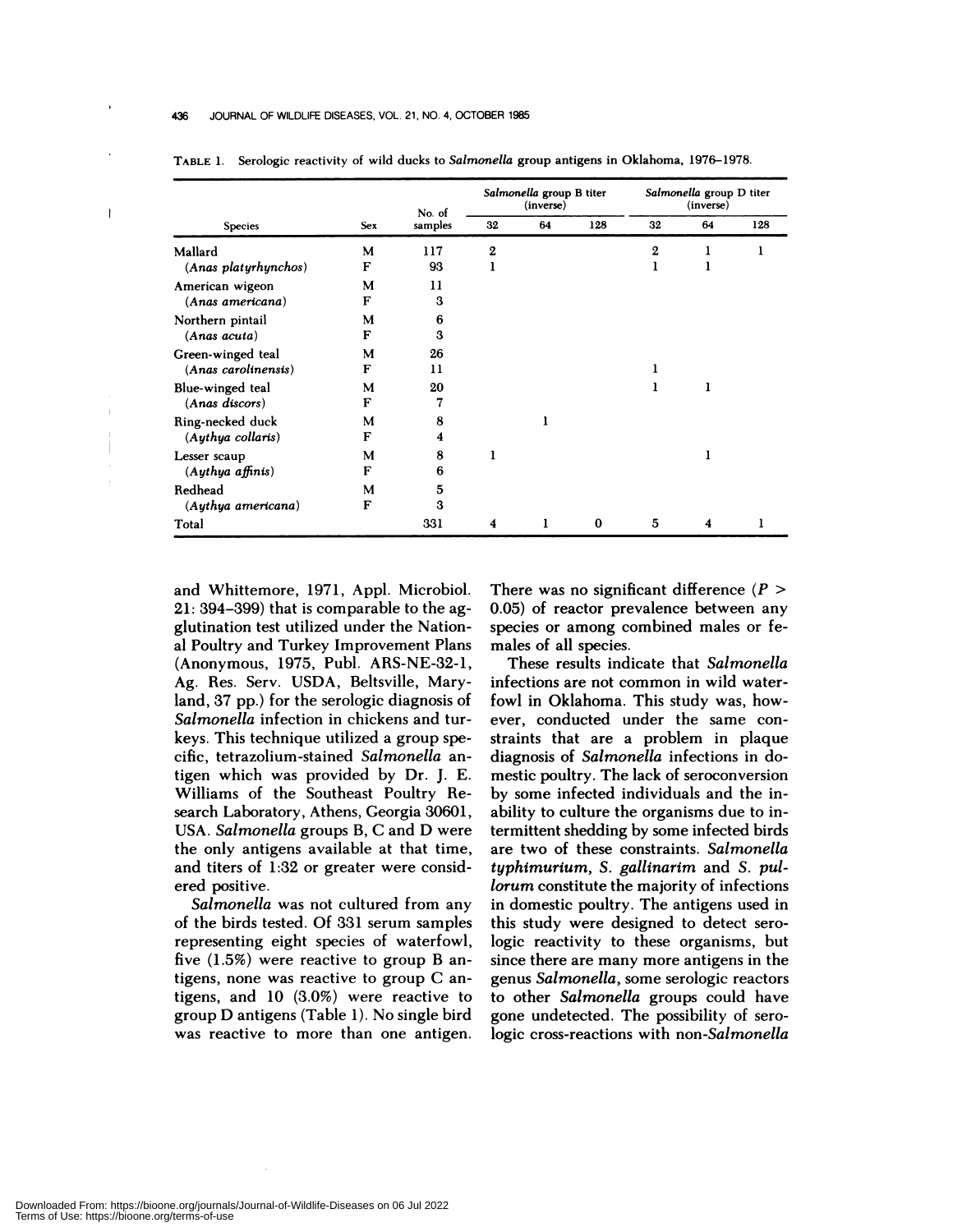TABLE 1. Serologic reactivity of wild ducks to *Salmonella* group antigens in Oklahoma, 1976–1978.

| Species | Sex | No. of samples | *Salmonella* group B titer (inverse) | | | *Salmonella* group D titer (inverse) | | |
|---|---|---|---|---|---|---|---|---|
| | | | 32 | 64 | 128 | 32 | 64 | 128 |
| Mallard | M | 117 | 2 | | | 2 | 1 | 1 |
| (*Anas platyrhynchos*) | F | 93 | 1 | | | 1 | 1 | |
| American wigeon | M | 11 | | | | | | |
| (*Anas americana*) | F | 3 | | | | | | |
| Northern pintail | M | 6 | | | | | | |
| (*Anas acuta*) | F | 3 | | | | | | |
| Green-winged teal | M | 26 | | | | | | |
| (*Anas carolinensis*) | F | 11 | | | | 1 | | |
| Blue-winged teal | M | 20 | | | | 1 | 1 | |
| (*Anas discors*) | F | 7 | | | | | | |
| Ring-necked duck | M | 8 | | 1 | | | | |
| (*Aythya collaris*) | F | 4 | | | | | | |
| Lesser scaup | M | 8 | 1 | | | | 1 | |
| (*Aythya affinis*) | F | 6 | | | | | | |
| Redhead | M | 5 | | | | | | |
| (*Aythya americana*) | F | 3 | | | | | | |
| Total | | 331 | 4 | 1 | 0 | 5 | 4 | 1 |

and Whittemore, 1971, Appl. Microbiol. 21: 394–399) that is comparable to the agglutination test utilized under the National Poultry and Turkey Improvement Plans (Anonymous, 1975, Publ. ARS-NE-32-1, Ag. Res. Serv. USDA, Beltsville, Maryland, 37 pp.) for the serologic diagnosis of *Salmonella* infection in chickens and turkeys. This technique utilized a group specific, tetrazolium-stained *Salmonella* antigen which was provided by Dr. J. E. Williams of the Southeast Poultry Research Laboratory, Athens, Georgia 30601, USA. *Salmonella* groups B, C and D were the only antigens available at that time, and titers of 1:32 or greater were considered positive.

*Salmonella* was not cultured from any of the birds tested. Of 331 serum samples representing eight species of waterfowl, five (1.5%) were reactive to group B antigens, none was reactive to group C antigens, and 10 (3.0%) were reactive to group D antigens (Table 1). No single bird was reactive to more than one antigen. There was no significant difference ($P > 0.05$) of reactor prevalence between any species or among combined males or females of all species.

These results indicate that *Salmonella* infections are not common in wild waterfowl in Oklahoma. This study was, however, conducted under the same constraints that are a problem in plaque diagnosis of *Salmonella* infections in domestic poultry. The lack of seroconversion by some infected individuals and the inability to culture the organisms due to intermittent shedding by some infected birds are two of these constraints. *Salmonella typhimurium*, *S. gallinarim* and *S. pullorum* constitute the majority of infections in domestic poultry. The antigens used in this study were designed to detect serologic reactivity to these organisms, but since there are many more antigens in the genus *Salmonella*, some serologic reactors to other *Salmonella* groups could have gone undetected. The possibility of serologic cross-reactions with non-*Salmonella*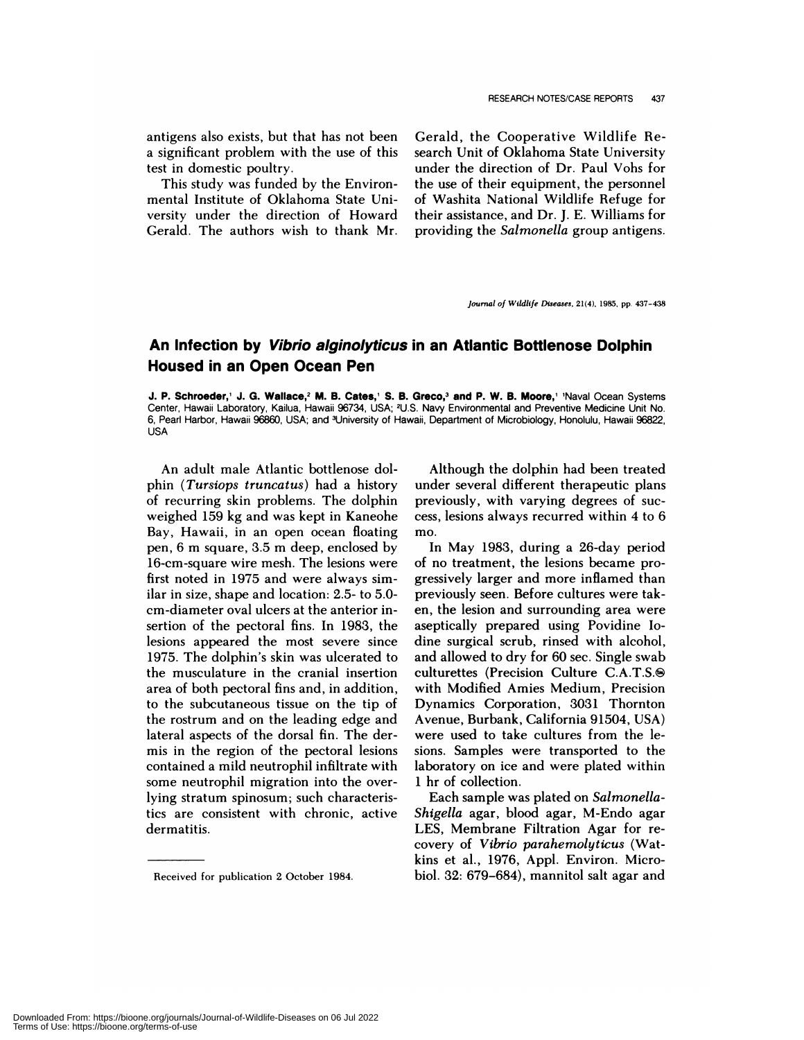antigens also exists, but that has not been a significant problem with the use of this test in domestic poultry.

This study was funded by the Environmental Institute of Oklahoma State University under the direction of Howard Gerald. The authors wish to thank Mr. Gerald, the Cooperative Wildlife Research Unit of Oklahoma State University under the direction of Dr. Paul Vohs for the use of their equipment, the personnel of Washita National Wildlife Refuge for their assistance, and Dr. J. E. Williams for providing the *Salmonella* group antigens.

*Journal of Wildlife Diseases*, 21(4), 1985, pp. 437–438

## An Infection by *Vibrio alginolyticus* in an Atlantic Bottlenose Dolphin Housed in an Open Ocean Pen

**J. P. Schroeder,[1] J. G. Wallace,[2] M. B. Cates,[1] S. B. Greco,[3] and P. W. B. Moore,[1]** [1]Naval Ocean Systems Center, Hawaii Laboratory, Kailua, Hawaii 96734, USA; [2]U.S. Navy Environmental and Preventive Medicine Unit No. 6, Pearl Harbor, Hawaii 96860, USA; and [3]University of Hawaii, Department of Microbiology, Honolulu, Hawaii 96822, USA

An adult male Atlantic bottlenose dolphin (*Tursiops truncatus*) had a history of recurring skin problems. The dolphin weighed 159 kg and was kept in Kaneohe Bay, Hawaii, in an open ocean floating pen, 6 m square, 3.5 m deep, enclosed by 16-cm-square wire mesh. The lesions were first noted in 1975 and were always similar in size, shape and location: 2.5- to 5.0-cm-diameter oval ulcers at the anterior insertion of the pectoral fins. In 1983, the lesions appeared the most severe since 1975. The dolphin's skin was ulcerated to the musculature in the cranial insertion area of both pectoral fins and, in addition, to the subcutaneous tissue on the tip of the rostrum and on the leading edge and lateral aspects of the dorsal fin. The dermis in the region of the pectoral lesions contained a mild neutrophil infiltrate with some neutrophil migration into the overlying stratum spinosum; such characteristics are consistent with chronic, active dermatitis.

Received for publication 2 October 1984.

Although the dolphin had been treated under several different therapeutic plans previously, with varying degrees of success, lesions always recurred within 4 to 6 mo.

In May 1983, during a 26-day period of no treatment, the lesions became progressively larger and more inflamed than previously seen. Before cultures were taken, the lesion and surrounding area were aseptically prepared using Povidine Iodine surgical scrub, rinsed with alcohol, and allowed to dry for 60 sec. Single swab culturettes (Precision Culture C.A.T.S.® with Modified Amies Medium, Precision Dynamics Corporation, 3031 Thornton Avenue, Burbank, California 91504, USA) were used to take cultures from the lesions. Samples were transported to the laboratory on ice and were plated within 1 hr of collection.

Each sample was plated on *Salmonella-Shigella* agar, blood agar, M-Endo agar LES, Membrane Filtration Agar for recovery of *Vibrio parahemolyticus* (Watkins et al., 1976, Appl. Environ. Microbiol. 32: 679–684), mannitol salt agar and